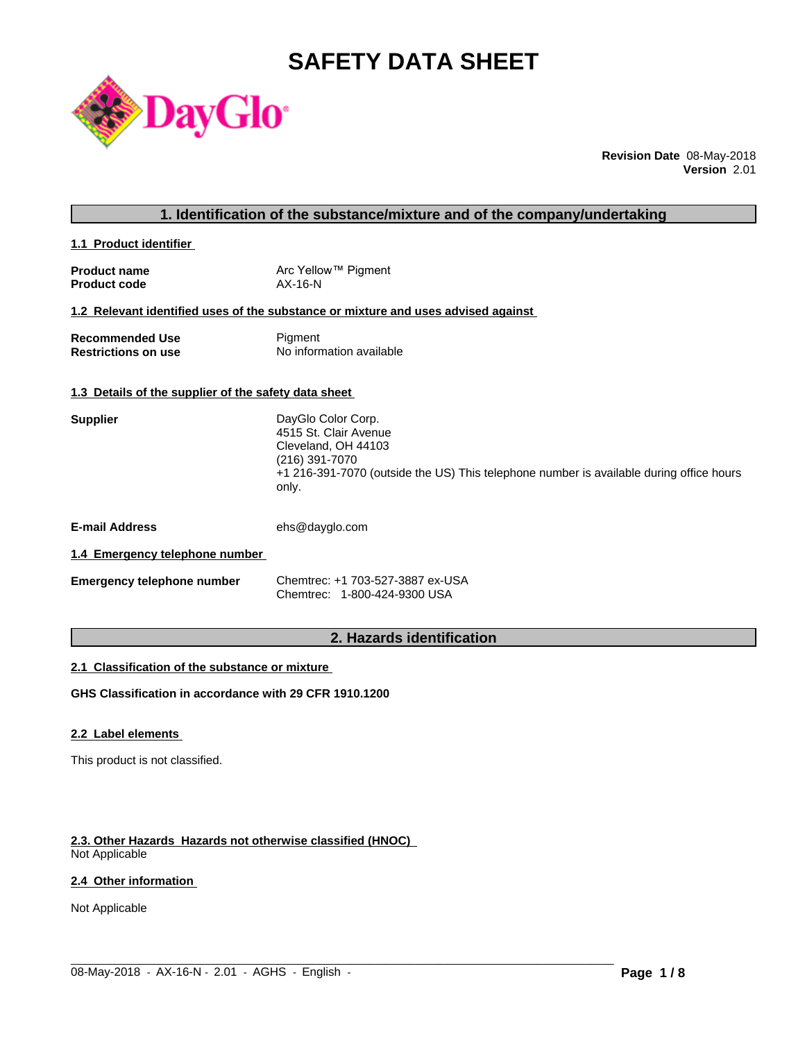# SAFETY DATA SHEET

**Revision Date** 08-May-2018
**Version** 2.01

## 1. Identification of the substance/mixture and of the company/undertaking

### 1.1 Product identifier

| | |
|---|---|
| **Product name** | Arc Yellow™ Pigment |
| **Product code** | AX-16-N |

### 1.2 Relevant identified uses of the substance or mixture and uses advised against

| | |
|---|---|
| **Recommended Use** | Pigment |
| **Restrictions on use** | No information available |

### 1.3 Details of the supplier of the safety data sheet

**Supplier**
DayGlo Color Corp.
4515 St. Clair Avenue
Cleveland, OH 44103
(216) 391-7070
+1 216-391-7070 (outside the US) This telephone number is available during office hours only.

**E-mail Address** ehs@dayglo.com

### 1.4 Emergency telephone number

**Emergency telephone number**
Chemtrec: +1 703-527-3887 ex-USA
Chemtrec: 1-800-424-9300 USA

## 2. Hazards identification

### 2.1 Classification of the substance or mixture

**GHS Classification in accordance with 29 CFR 1910.1200**

### 2.2 Label elements

This product is not classified.

### 2.3. Other Hazards Hazards not otherwise classified (HNOC)

Not Applicable

### 2.4 Other information

Not Applicable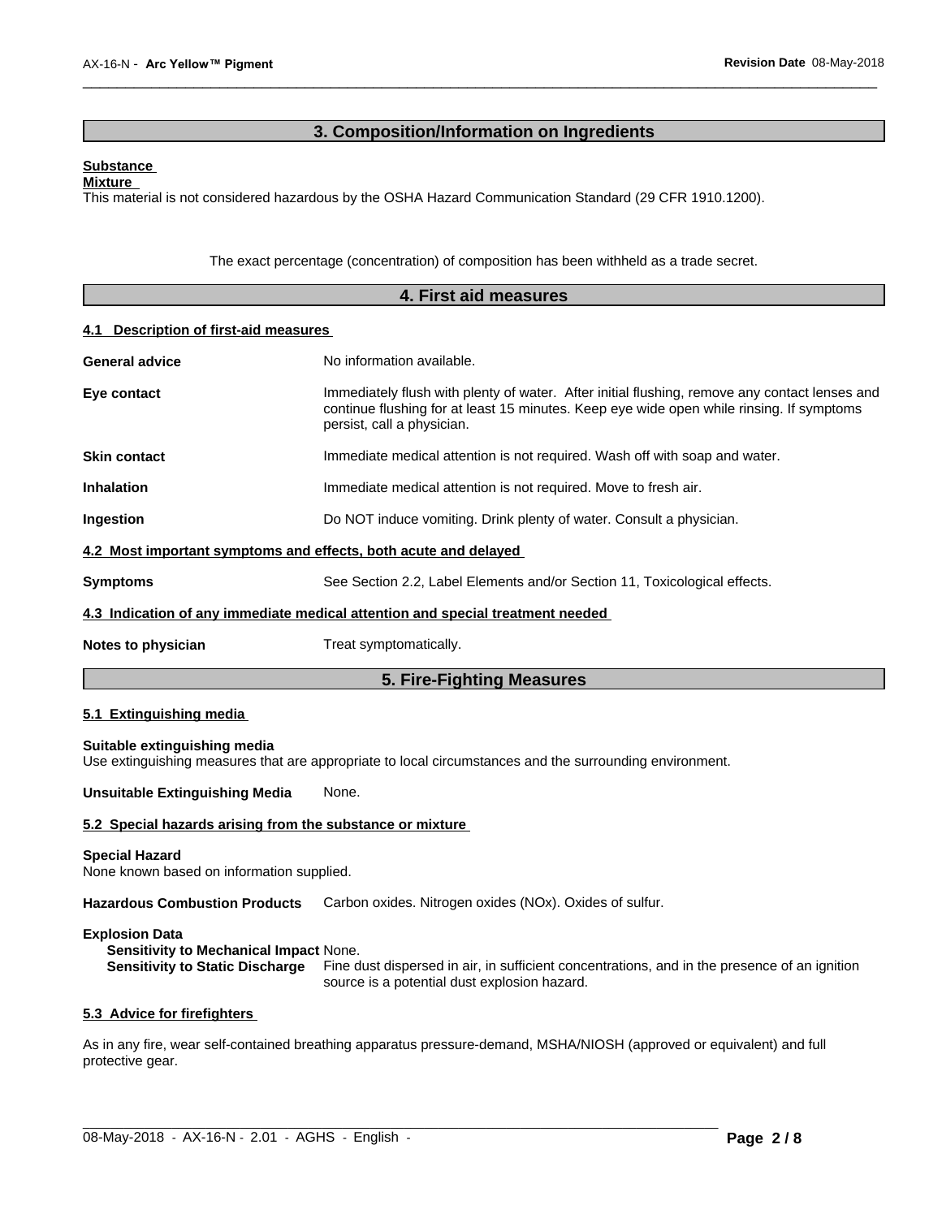## 3. Composition/Information on Ingredients

**Substance**

**Mixture**

This material is not considered hazardous by the OSHA Hazard Communication Standard (29 CFR 1910.1200).

The exact percentage (concentration) of composition has been withheld as a trade secret.

## 4. First aid measures

### 4.1 Description of first-aid measures

**General advice** No information available.

**Eye contact** Immediately flush with plenty of water. After initial flushing, remove any contact lenses and continue flushing for at least 15 minutes. Keep eye wide open while rinsing. If symptoms persist, call a physician.

**Skin contact** Immediate medical attention is not required. Wash off with soap and water.

**Inhalation** Immediate medical attention is not required. Move to fresh air.

**Ingestion** Do NOT induce vomiting. Drink plenty of water. Consult a physician.

### 4.2 Most important symptoms and effects, both acute and delayed

**Symptoms** See Section 2.2, Label Elements and/or Section 11, Toxicological effects.

### 4.3 Indication of any immediate medical attention and special treatment needed

**Notes to physician** Treat symptomatically.

## 5. Fire-Fighting Measures

### 5.1 Extinguishing media

**Suitable extinguishing media**

Use extinguishing measures that are appropriate to local circumstances and the surrounding environment.

**Unsuitable Extinguishing Media** None.

### 5.2 Special hazards arising from the substance or mixture

**Special Hazard**

None known based on information supplied.

**Hazardous Combustion Products** Carbon oxides. Nitrogen oxides (NOx). Oxides of sulfur.

**Explosion Data**

**Sensitivity to Mechanical Impact** None.

**Sensitivity to Static Discharge** Fine dust dispersed in air, in sufficient concentrations, and in the presence of an ignition source is a potential dust explosion hazard.

### 5.3 Advice for firefighters

As in any fire, wear self-contained breathing apparatus pressure-demand, MSHA/NIOSH (approved or equivalent) and full protective gear.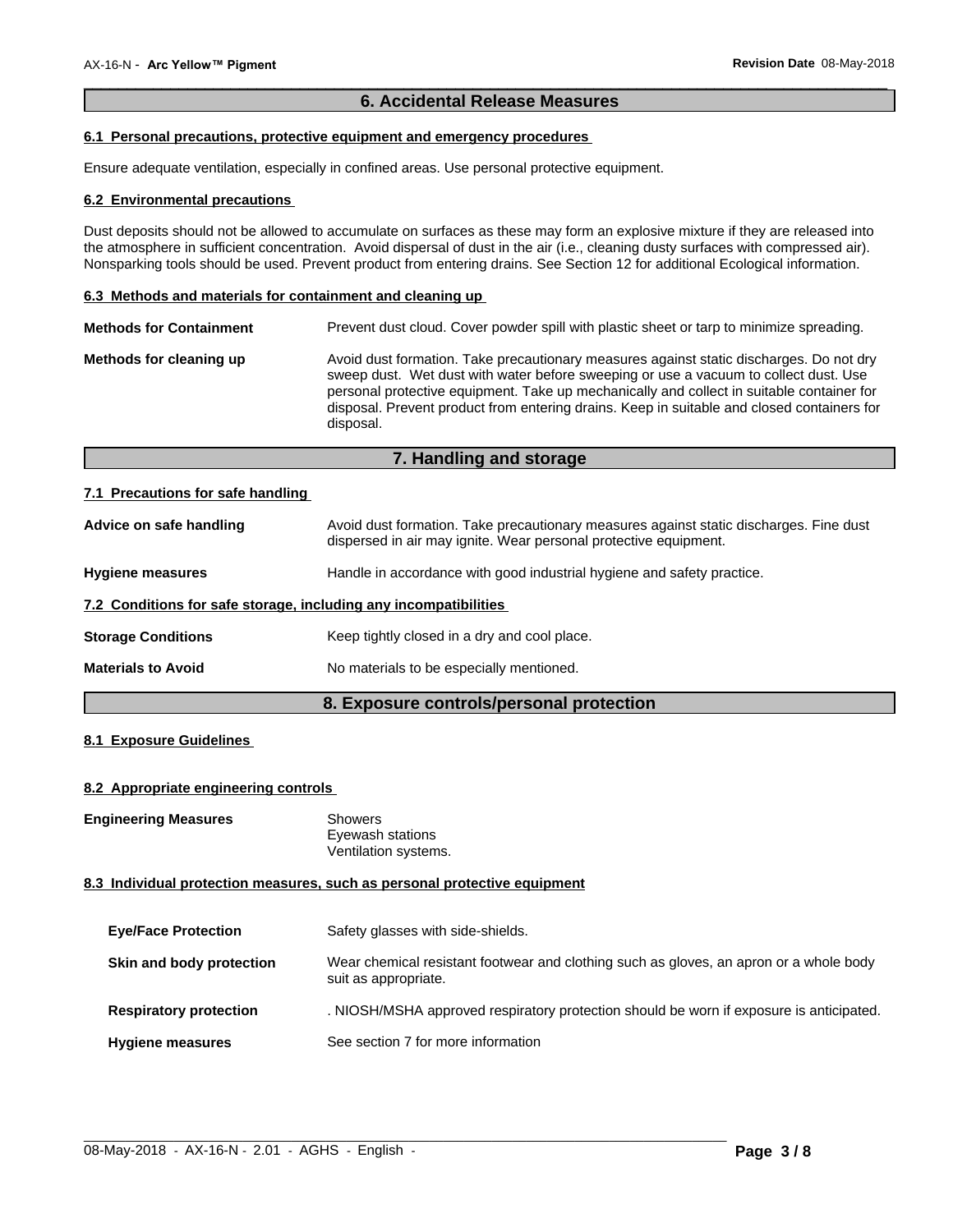## 6. Accidental Release Measures

### 6.1 Personal precautions, protective equipment and emergency procedures

Ensure adequate ventilation, especially in confined areas. Use personal protective equipment.

### 6.2 Environmental precautions

Dust deposits should not be allowed to accumulate on surfaces as these may form an explosive mixture if they are released into the atmosphere in sufficient concentration. Avoid dispersal of dust in the air (i.e., cleaning dusty surfaces with compressed air). Nonsparking tools should be used. Prevent product from entering drains. See Section 12 for additional Ecological information.

### 6.3 Methods and materials for containment and cleaning up

**Methods for Containment** Prevent dust cloud. Cover powder spill with plastic sheet or tarp to minimize spreading.

**Methods for cleaning up** Avoid dust formation. Take precautionary measures against static discharges. Do not dry sweep dust. Wet dust with water before sweeping or use a vacuum to collect dust. Use personal protective equipment. Take up mechanically and collect in suitable container for disposal. Prevent product from entering drains. Keep in suitable and closed containers for disposal.

## 7. Handling and storage

### 7.1 Precautions for safe handling

**Advice on safe handling** Avoid dust formation. Take precautionary measures against static discharges. Fine dust dispersed in air may ignite. Wear personal protective equipment.

**Hygiene measures** Handle in accordance with good industrial hygiene and safety practice.

### 7.2 Conditions for safe storage, including any incompatibilities

**Storage Conditions** Keep tightly closed in a dry and cool place.

**Materials to Avoid** No materials to be especially mentioned.

## 8. Exposure controls/personal protection

### 8.1 Exposure Guidelines

### 8.2 Appropriate engineering controls

**Engineering Measures** Showers
Eyewash stations
Ventilation systems.

### 8.3 Individual protection measures, such as personal protective equipment

**Eye/Face Protection** Safety glasses with side-shields.

**Skin and body protection** Wear chemical resistant footwear and clothing such as gloves, an apron or a whole body suit as appropriate.

**Respiratory protection** . NIOSH/MSHA approved respiratory protection should be worn if exposure is anticipated.

**Hygiene measures** See section 7 for more information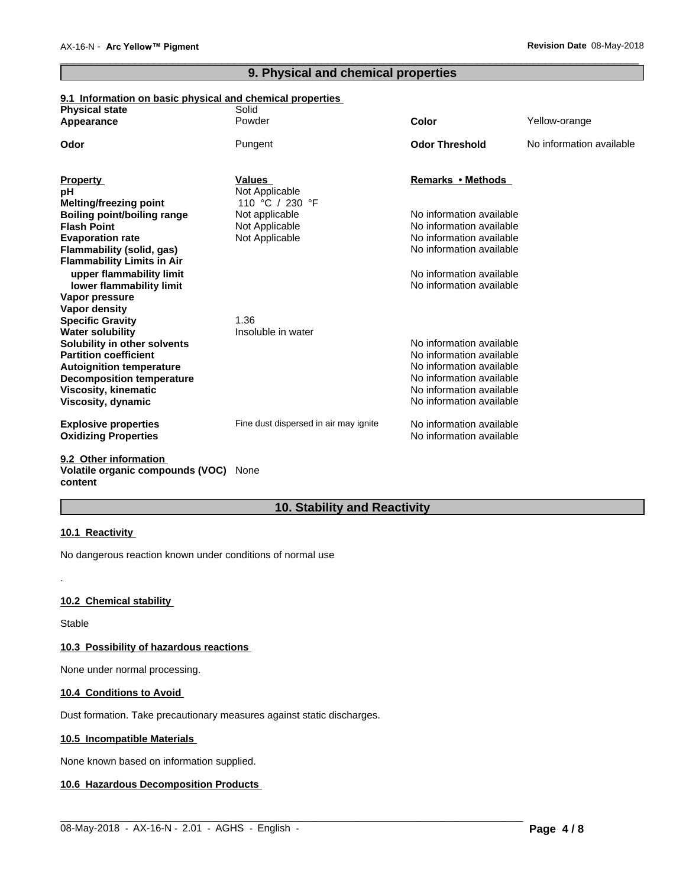## 9. Physical and chemical properties

### 9.1 Information on basic physical and chemical properties

| | | | |
|---|---|---|---|
| **Physical state** | Solid | | |
| **Appearance** | Powder | **Color** | Yellow-orange |
| **Odor** | Pungent | **Odor Threshold** | No information available |

| **Property** | **Values** | **Remarks • Methods** |
|---|---|---|
| **pH** | Not Applicable | |
| **Melting/freezing point** | 110 °C / 230 °F | |
| **Boiling point/boiling range** | Not applicable | No information available |
| **Flash Point** | Not Applicable | No information available |
| **Evaporation rate** | Not Applicable | No information available |
| **Flammability (solid, gas)** | | No information available |
| **Flammability Limits in Air** | | |
| **upper flammability limit** | | No information available |
| **lower flammability limit** | | No information available |
| **Vapor pressure** | | |
| **Vapor density** | | |
| **Specific Gravity** | 1.36 | |
| **Water solubility** | Insoluble in water | |
| **Solubility in other solvents** | | No information available |
| **Partition coefficient** | | No information available |
| **Autoignition temperature** | | No information available |
| **Decomposition temperature** | | No information available |
| **Viscosity, kinematic** | | No information available |
| **Viscosity, dynamic** | | No information available |
| **Explosive properties** | Fine dust dispersed in air may ignite | No information available |
| **Oxidizing Properties** | | No information available |

### 9.2 Other information

**Volatile organic compounds (VOC) content** None

## 10. Stability and Reactivity

### 10.1 Reactivity

No dangerous reaction known under conditions of normal use

.

### 10.2 Chemical stability

Stable

### 10.3 Possibility of hazardous reactions

None under normal processing.

### 10.4 Conditions to Avoid

Dust formation. Take precautionary measures against static discharges.

### 10.5 Incompatible Materials

None known based on information supplied.

### 10.6 Hazardous Decomposition Products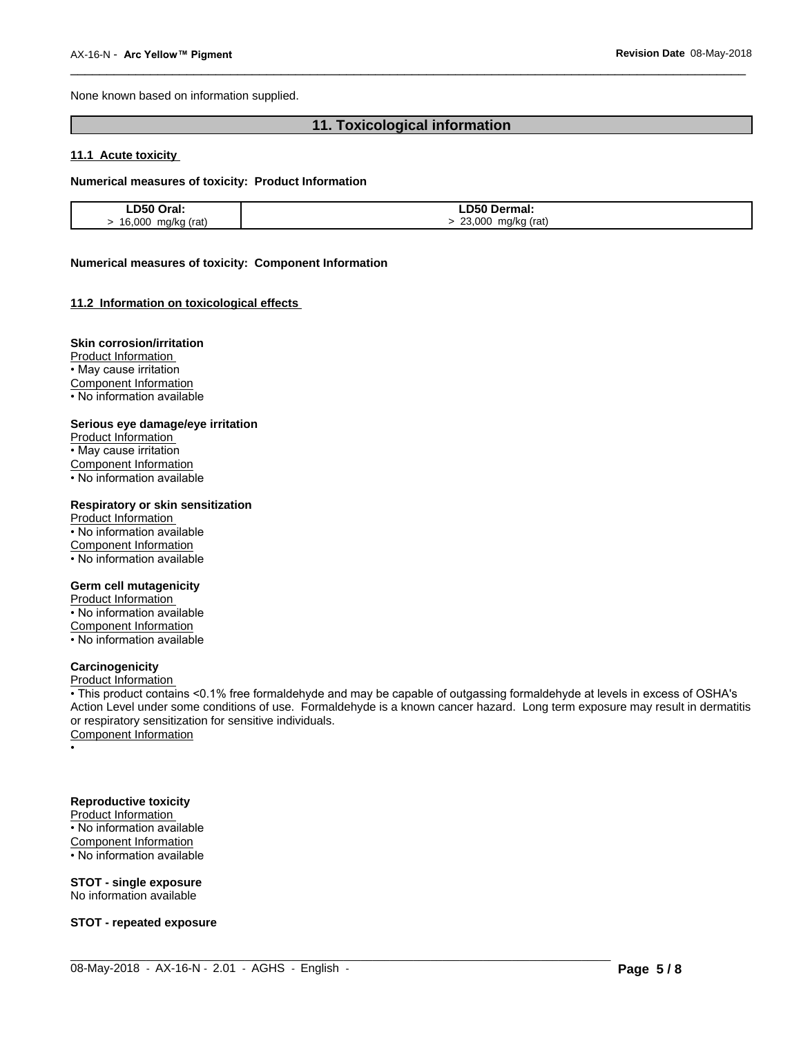None known based on information supplied.

## 11. Toxicological information

### 11.1 Acute toxicity

**Numerical measures of toxicity: Product Information**

| LD50 Oral: | LD50 Dermal: |
|---|---|
| > 16,000 mg/kg (rat) | > 23,000 mg/kg (rat) |

**Numerical measures of toxicity: Component Information**

### 11.2 Information on toxicological effects

**Skin corrosion/irritation**

Product Information

- May cause irritation

Component Information

- No information available

**Serious eye damage/eye irritation**

Product Information

- May cause irritation

Component Information

- No information available

**Respiratory or skin sensitization**

Product Information

- No information available

Component Information

- No information available

**Germ cell mutagenicity**

Product Information

- No information available

Component Information

- No information available

**Carcinogenicity**

Product Information

- This product contains <0.1% free formaldehyde and may be capable of outgassing formaldehyde at levels in excess of OSHA's Action Level under some conditions of use. Formaldehyde is a known cancer hazard. Long term exposure may result in dermatitis or respiratory sensitization for sensitive individuals.

Component Information

•

**Reproductive toxicity**

Product Information

- No information available

Component Information

- No information available

**STOT - single exposure**

No information available

**STOT - repeated exposure**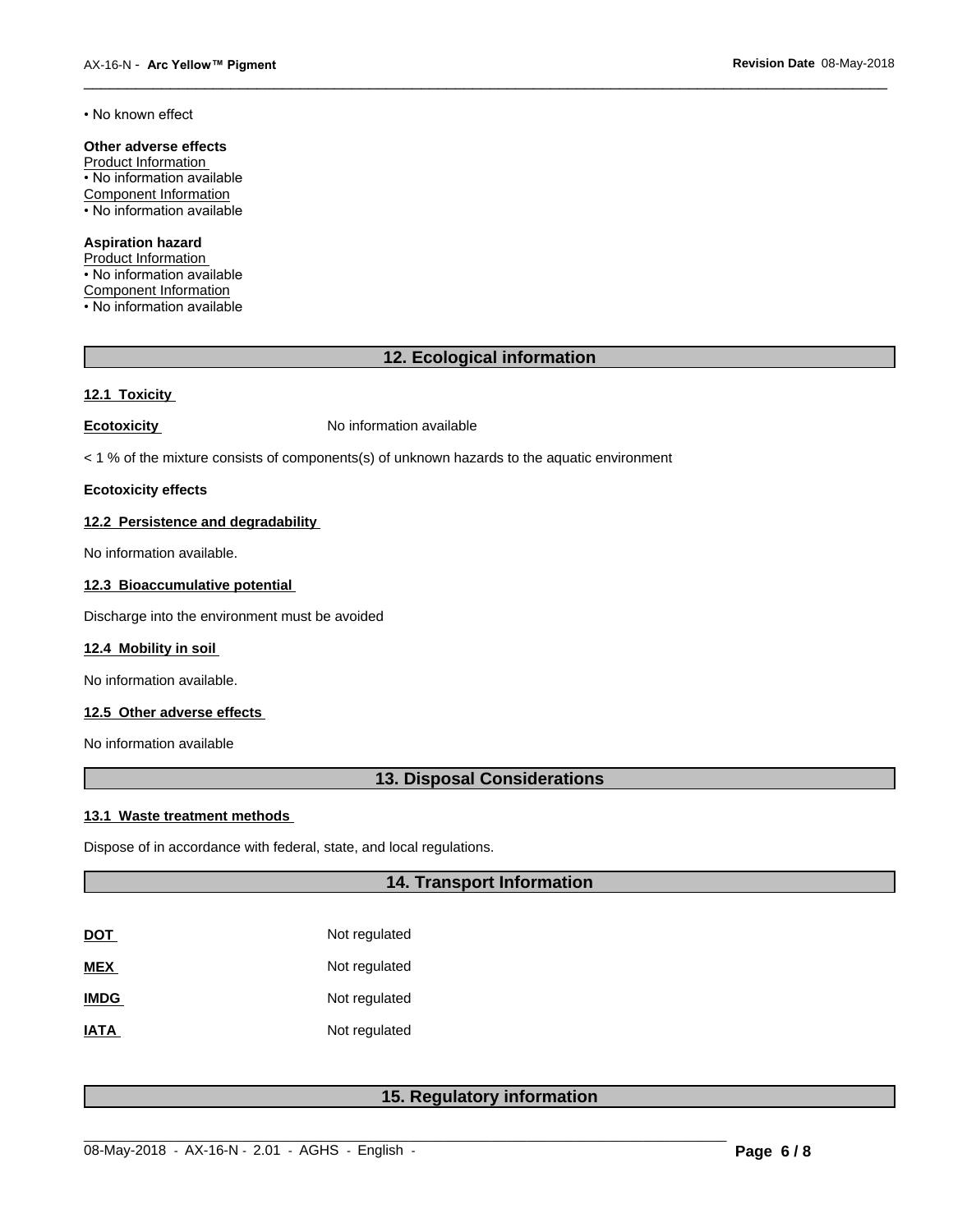• No known effect

**Other adverse effects**
Product Information
• No information available
Component Information
• No information available

**Aspiration hazard**
Product Information
• No information available
Component Information
• No information available

## 12. Ecological information

### 12.1 Toxicity

**Ecotoxicity** No information available

< 1 % of the mixture consists of components(s) of unknown hazards to the aquatic environment

**Ecotoxicity effects**

### 12.2 Persistence and degradability

No information available.

### 12.3 Bioaccumulative potential

Discharge into the environment must be avoided

### 12.4 Mobility in soil

No information available.

### 12.5 Other adverse effects

No information available

## 13. Disposal Considerations

### 13.1 Waste treatment methods

Dispose of in accordance with federal, state, and local regulations.

## 14. Transport Information

| | |
|---|---|
| **DOT** | Not regulated |
| **MEX** | Not regulated |
| **IMDG** | Not regulated |
| **IATA** | Not regulated |

## 15. Regulatory information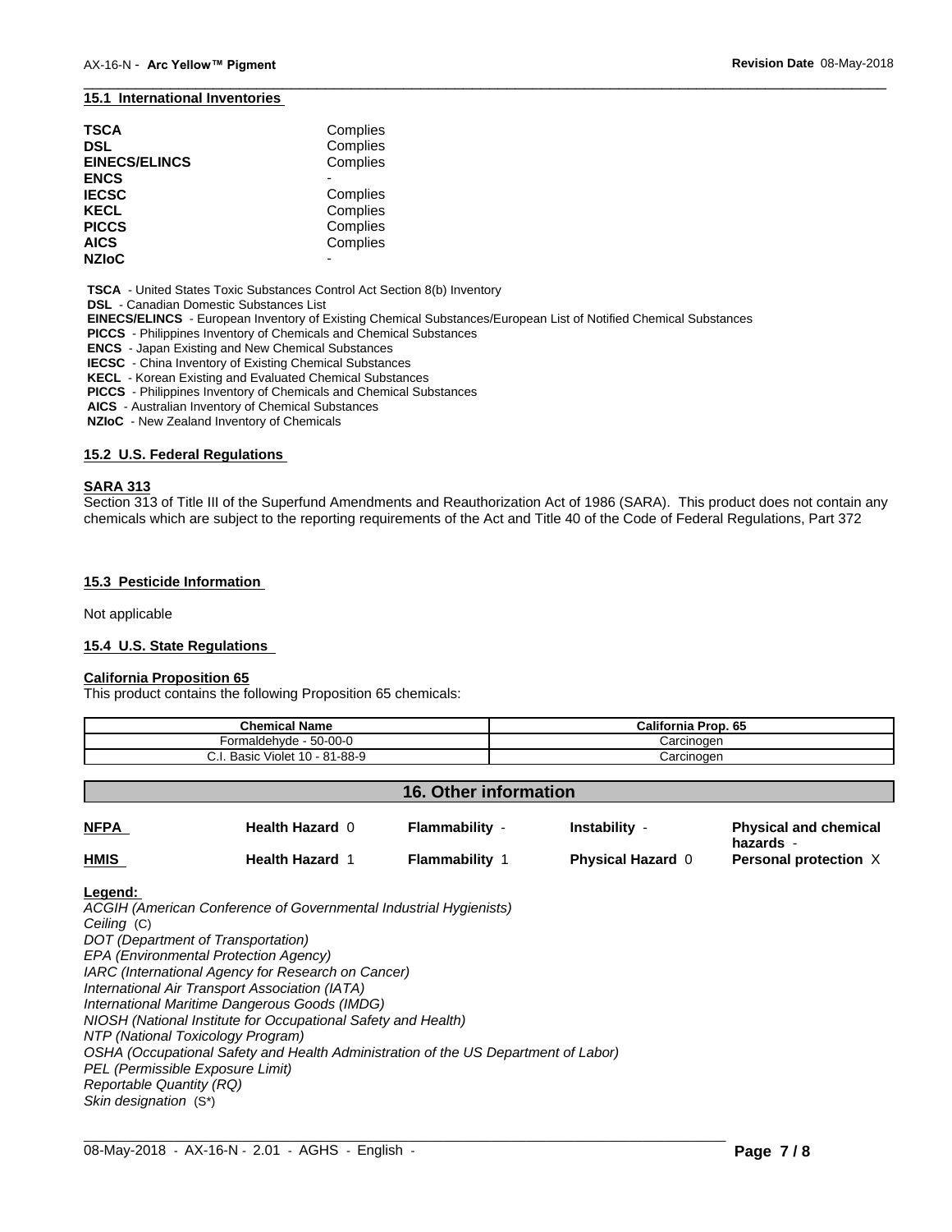### 15.1 International Inventories

| | |
|---|---|
| **TSCA** | Complies |
| **DSL** | Complies |
| **EINECS/ELINCS** | Complies |
| **ENCS** | - |
| **IECSC** | Complies |
| **KECL** | Complies |
| **PICCS** | Complies |
| **AICS** | Complies |
| **NZIoC** | - |

**TSCA** - United States Toxic Substances Control Act Section 8(b) Inventory
**DSL** - Canadian Domestic Substances List
**EINECS/ELINCS** - European Inventory of Existing Chemical Substances/European List of Notified Chemical Substances
**PICCS** - Philippines Inventory of Chemicals and Chemical Substances
**ENCS** - Japan Existing and New Chemical Substances
**IECSC** - China Inventory of Existing Chemical Substances
**KECL** - Korean Existing and Evaluated Chemical Substances
**PICCS** - Philippines Inventory of Chemicals and Chemical Substances
**AICS** - Australian Inventory of Chemical Substances
**NZIoC** - New Zealand Inventory of Chemicals

### 15.2 U.S. Federal Regulations

**SARA 313**
Section 313 of Title III of the Superfund Amendments and Reauthorization Act of 1986 (SARA). This product does not contain any chemicals which are subject to the reporting requirements of the Act and Title 40 of the Code of Federal Regulations, Part 372

### 15.3 Pesticide Information

Not applicable

### 15.4 U.S. State Regulations

**California Proposition 65**
This product contains the following Proposition 65 chemicals:

| Chemical Name | California Prop. 65 |
|---|---|
| Formaldehyde - 50-00-0 | Carcinogen |
| C.I. Basic Violet 10 - 81-88-9 | Carcinogen |

## 16. Other information

| | | | | |
|---|---|---|---|---|
| **NFPA** | **Health Hazard** 0 | **Flammability** - | **Instability** - | **Physical and chemical hazards** - |
| **HMIS** | **Health Hazard** 1 | **Flammability** 1 | **Physical Hazard** 0 | **Personal protection** X |

**Legend:**
*ACGIH (American Conference of Governmental Industrial Hygienists)*
*Ceiling* (C)
*DOT (Department of Transportation)*
*EPA (Environmental Protection Agency)*
*IARC (International Agency for Research on Cancer)*
*International Air Transport Association (IATA)*
*International Maritime Dangerous Goods (IMDG)*
*NIOSH (National Institute for Occupational Safety and Health)*
*NTP (National Toxicology Program)*
*OSHA (Occupational Safety and Health Administration of the US Department of Labor)*
*PEL (Permissible Exposure Limit)*
*Reportable Quantity (RQ)*
*Skin designation* (S*)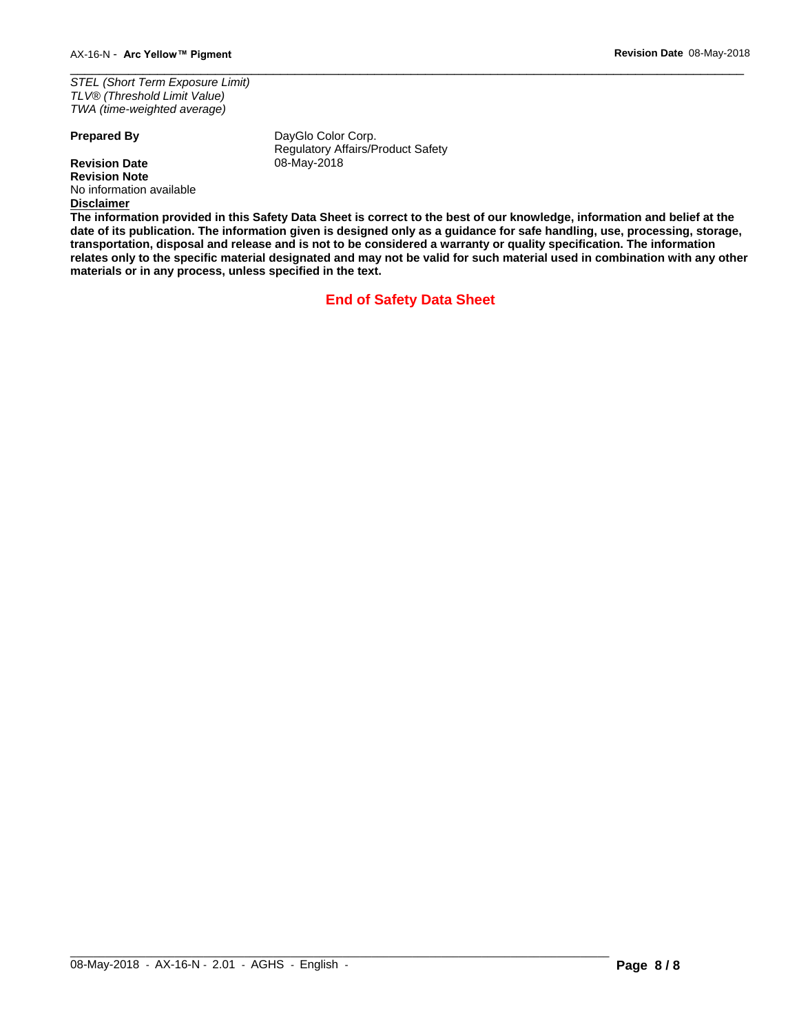*STEL (Short Term Exposure Limit)*
*TLV® (Threshold Limit Value)*
*TWA (time-weighted average)*

**Prepared By** DayGlo Color Corp.
Regulatory Affairs/Product Safety

**Revision Date** 08-May-2018

**Revision Note**

No information available

**Disclaimer**

**The information provided in this Safety Data Sheet is correct to the best of our knowledge, information and belief at the date of its publication. The information given is designed only as a guidance for safe handling, use, processing, storage, transportation, disposal and release and is not to be considered a warranty or quality specification. The information relates only to the specific material designated and may not be valid for such material used in combination with any other materials or in any process, unless specified in the text.**

**End of Safety Data Sheet**